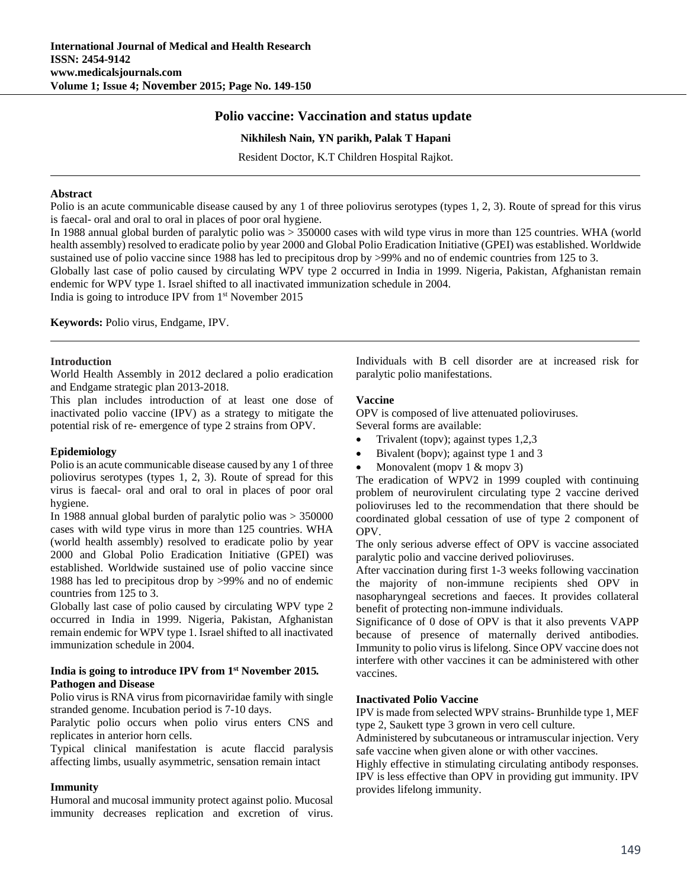# Polio vaccine: Vaccination and status update

**Nikhilesh Nain, YN parikh, Palak T Hapani**

Resident Doctor, K.T Children Hospital Rajkot.

---

**Abstract**

Polio is an acute communicable disease caused by any 1 of three poliovirus serotypes (types 1, 2, 3). Route of spread for this virus is faecal- oral and oral to oral in places of poor oral hygiene.

In 1988 annual global burden of paralytic polio was > 350000 cases with wild type virus in more than 125 countries. WHA (world health assembly) resolved to eradicate polio by year 2000 and Global Polio Eradication Initiative (GPEI) was established. Worldwide sustained use of polio vaccine since 1988 has led to precipitous drop by >99% and no of endemic countries from 125 to 3.

Globally last case of polio caused by circulating WPV type 2 occurred in India in 1999. Nigeria, Pakistan, Afghanistan remain endemic for WPV type 1. Israel shifted to all inactivated immunization schedule in 2004.

India is going to introduce IPV from 1st November 2015

**Keywords:** Polio virus, Endgame, IPV.

---

## Introduction

World Health Assembly in 2012 declared a polio eradication and Endgame strategic plan 2013-2018.

This plan includes introduction of at least one dose of inactivated polio vaccine (IPV) as a strategy to mitigate the potential risk of re- emergence of type 2 strains from OPV.

## Epidemiology

Polio is an acute communicable disease caused by any 1 of three poliovirus serotypes (types 1, 2, 3). Route of spread for this virus is faecal- oral and oral to oral in places of poor oral hygiene.

In 1988 annual global burden of paralytic polio was > 350000 cases with wild type virus in more than 125 countries. WHA (world health assembly) resolved to eradicate polio by year 2000 and Global Polio Eradication Initiative (GPEI) was established. Worldwide sustained use of polio vaccine since 1988 has led to precipitous drop by >99% and no of endemic countries from 125 to 3.

Globally last case of polio caused by circulating WPV type 2 occurred in India in 1999. Nigeria, Pakistan, Afghanistan remain endemic for WPV type 1. Israel shifted to all inactivated immunization schedule in 2004.

### India is going to introduce IPV from 1st November 2015.

## Pathogen and Disease

Polio virus is RNA virus from picornaviridae family with single stranded genome. Incubation period is 7-10 days.

Paralytic polio occurs when polio virus enters CNS and replicates in anterior horn cells.

Typical clinical manifestation is acute flaccid paralysis affecting limbs, usually asymmetric, sensation remain intact

## Immunity

Humoral and mucosal immunity protect against polio. Mucosal immunity decreases replication and excretion of virus. Individuals with B cell disorder are at increased risk for paralytic polio manifestations.

## Vaccine

OPV is composed of live attenuated polioviruses.

Several forms are available:

- Trivalent (topv); against types 1,2,3
- Bivalent (bopv); against type 1 and 3
- Monovalent (mopv 1 & mopv 3)

The eradication of WPV2 in 1999 coupled with continuing problem of neurovirulent circulating type 2 vaccine derived polioviruses led to the recommendation that there should be coordinated global cessation of use of type 2 component of OPV.

The only serious adverse effect of OPV is vaccine associated paralytic polio and vaccine derived polioviruses.

After vaccination during first 1-3 weeks following vaccination the majority of non-immune recipients shed OPV in nasopharyngeal secretions and faeces. It provides collateral benefit of protecting non-immune individuals.

Significance of 0 dose of OPV is that it also prevents VAPP because of presence of maternally derived antibodies. Immunity to polio virus is lifelong. Since OPV vaccine does not interfere with other vaccines it can be administered with other vaccines.

## Inactivated Polio Vaccine

IPV is made from selected WPV strains- Brunhilde type 1, MEF type 2, Saukett type 3 grown in vero cell culture.

Administered by subcutaneous or intramuscular injection. Very safe vaccine when given alone or with other vaccines.

Highly effective in stimulating circulating antibody responses. IPV is less effective than OPV in providing gut immunity. IPV provides lifelong immunity.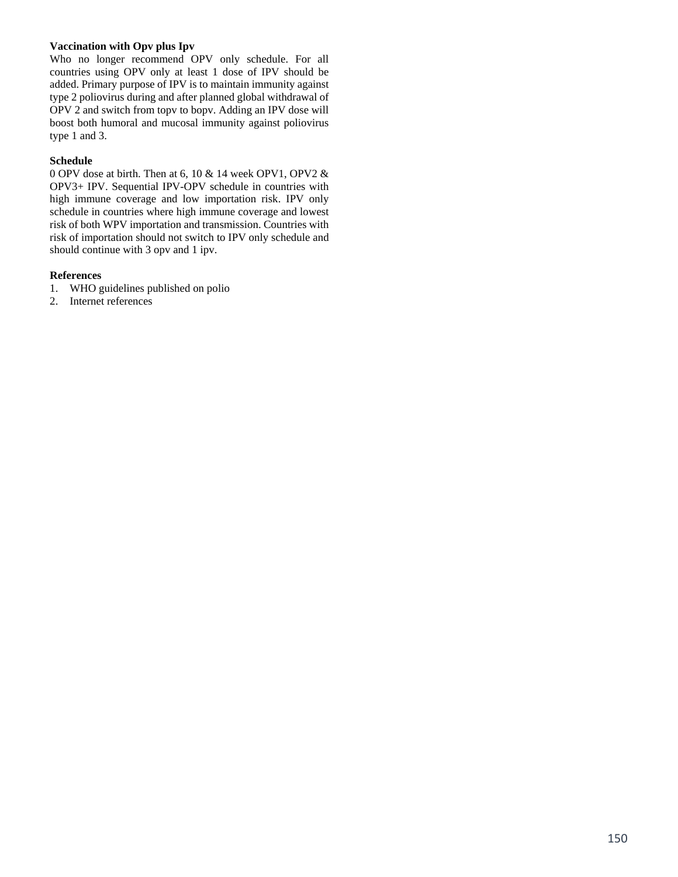**Vaccination with Opv plus Ipv**

Who no longer recommend OPV only schedule. For all countries using OPV only at least 1 dose of IPV should be added. Primary purpose of IPV is to maintain immunity against type 2 poliovirus during and after planned global withdrawal of OPV 2 and switch from topv to bopv. Adding an IPV dose will boost both humoral and mucosal immunity against poliovirus type 1 and 3.

**Schedule**

0 OPV dose at birth. Then at 6, 10 & 14 week OPV1, OPV2 & OPV3+ IPV. Sequential IPV-OPV schedule in countries with high immune coverage and low importation risk. IPV only schedule in countries where high immune coverage and lowest risk of both WPV importation and transmission. Countries with risk of importation should not switch to IPV only schedule and should continue with 3 opv and 1 ipv.

**References**

1. WHO guidelines published on polio
2. Internet references